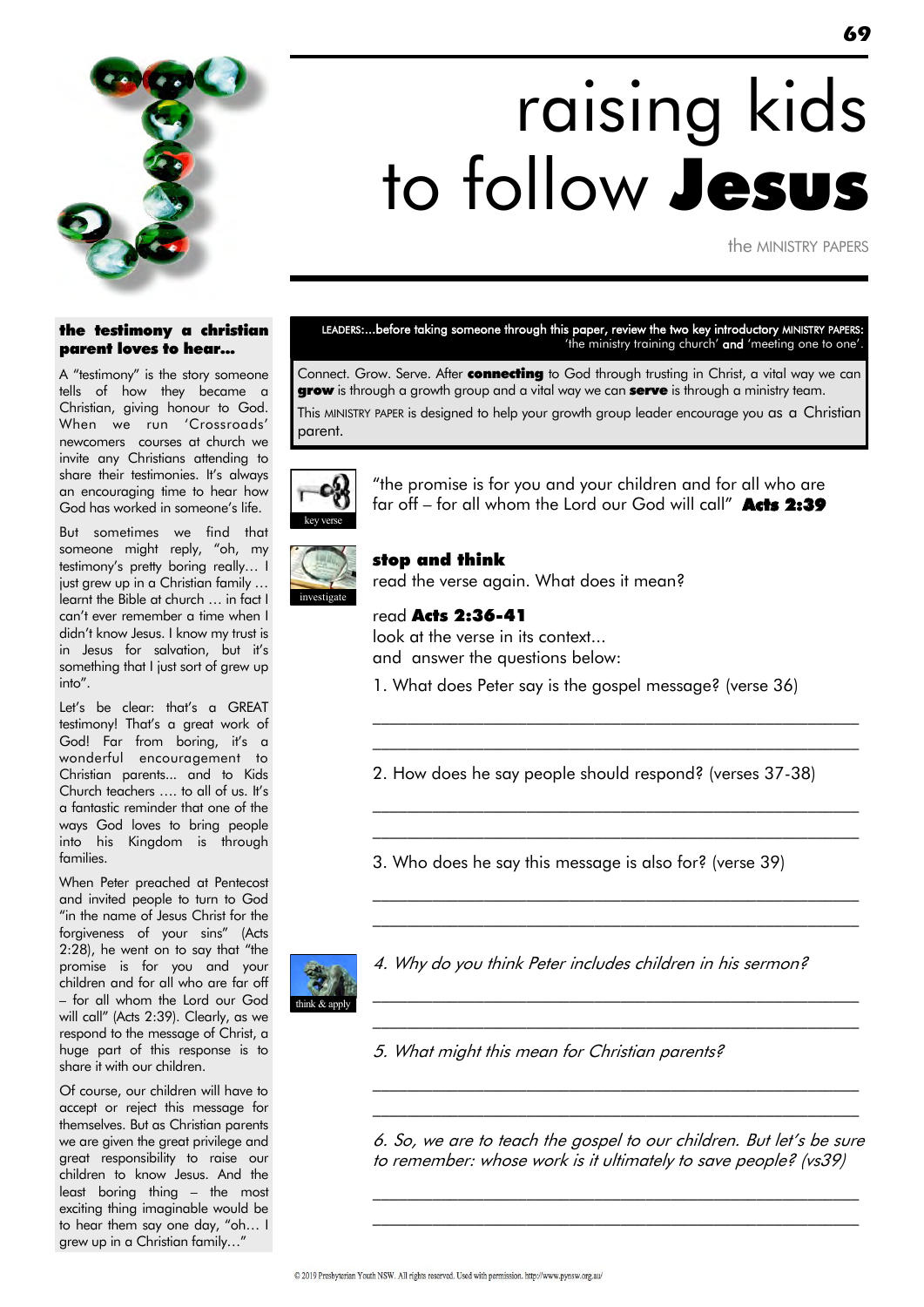# raising kids to follow **Jesus**

the MINISTRY PAPERS

## the testimony a christian parent loves to hear...

A "testimony" is the story someone tells of how they became a Christian, giving honour to God. When we run 'Crossroads' newcomers courses at church we invite any Christians attending to share their testimonies. It's always an encouraging time to hear how God has worked in someone's life.

But sometimes we find that someone might reply, "oh, my testimony's pretty boring really… I just grew up in a Christian family … learnt the Bible at church … in fact I can't ever remember a time when I didn't know Jesus. I know my trust is in Jesus for salvation, but it's something that I just sort of grew up into".

Let's be clear: that's a GREAT testimony! That's a great work of God! Far from boring, it's a wonderful encouragement to Christian parents... and to Kids Church teachers …. to all of us. It's a fantastic reminder that one of the ways God loves to bring people into his Kingdom is through families.

When Peter preached at Pentecost and invited people to turn to God "in the name of Jesus Christ for the forgiveness of your sins" (Acts 2:28), he went on to say that "the promise is for you and your children and for all who are far off – for all whom the Lord our God will call" (Acts 2:39). Clearly, as we respond to the message of Christ, a huge part of this response is to share it with our children.

Of course, our children will have to accept or reject this message for themselves. But as Christian parents we are given the great privilege and great responsibility to raise our children to know Jesus. And the least boring thing – the most exciting thing imaginable would be to hear them say one day, "oh… I grew up in a Christian family…"

---

LEADERS:...before taking someone through this paper, review the two key introductory MINISTRY PAPERS: 'the ministry training church' **and** 'meeting one to one'.

Connect. Grow. Serve. After **connecting** to God through trusting in Christ, a vital way we can **grow** is through a growth group and a vital way we can **serve** is through a ministry team.

This MINISTRY PAPER is designed to help your growth group leader encourage you as a Christian parent.

key verse

"the promise is for you and your children and for all who are far off – for all whom the Lord our God will call" **Acts 2:39**

investigate

**stop and think**

read the verse again. What does it mean?

read **Acts 2:36-41**

look at the verse in its context...

and answer the questions below:

1. What does Peter say is the gospel message? (verse 36)

______________________________________________

______________________________________________

2. How does he say people should respond? (verses 37-38)

______________________________________________

______________________________________________

3. Who does he say this message is also for? (verse 39)

______________________________________________

______________________________________________

think & apply

4. *Why do you think Peter includes children in his sermon?*

______________________________________________

______________________________________________

5. *What might this mean for Christian parents?*

______________________________________________

______________________________________________

6. *So, we are to teach the gospel to our children. But let's be sure to remember: whose work is it ultimately to save people? (vs39)*

______________________________________________

______________________________________________

© 2019 Presbyterian Youth NSW. All rights reserved. Used with permission. http://www.pynsw.org.au/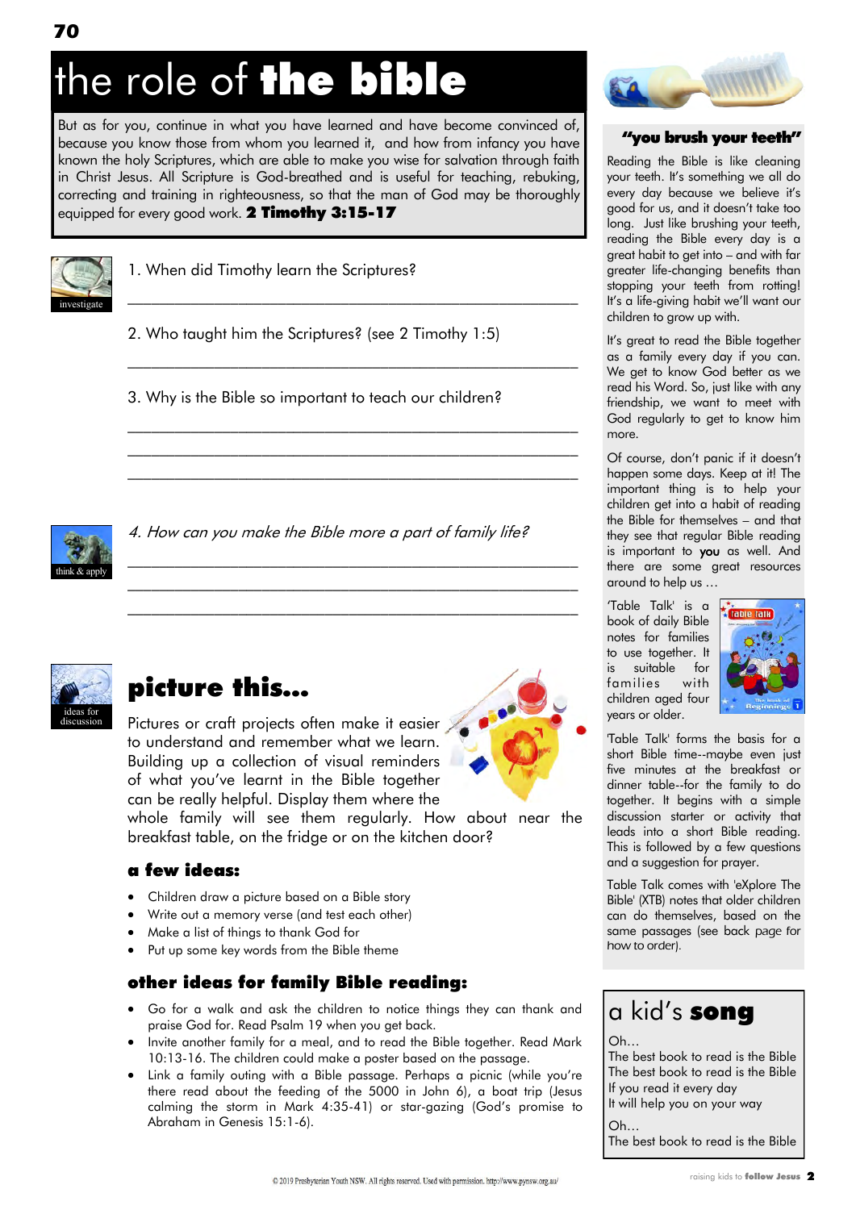# the role of **the bible**

But as for you, continue in what you have learned and have become convinced of, because you know those from whom you learned it, and how from infancy you have known the holy Scriptures, which are able to make you wise for salvation through faith in Christ Jesus. All Scripture is God-breathed and is useful for teaching, rebuking, correcting and training in righteousness, so that the man of God may be thoroughly equipped for every good work. **2 Timothy 3:15-17**

investigate

1. When did Timothy learn the Scriptures?

___________________________________________

2. Who taught him the Scriptures? (see 2 Timothy 1:5)

___________________________________________

3. Why is the Bible so important to teach our children?

___________________________________________
___________________________________________
___________________________________________

think & apply

*4. How can you make the Bible more a part of family life?*

___________________________________________
___________________________________________
___________________________________________

ideas for discussion

## picture this...

Pictures or craft projects often make it easier to understand and remember what we learn. Building up a collection of visual reminders of what you've learnt in the Bible together can be really helpful. Display them where the whole family will see them regularly. How about near the breakfast table, on the fridge or on the kitchen door?

### a few ideas:

- Children draw a picture based on a Bible story
- Write out a memory verse (and test each other)
- Make a list of things to thank God for
- Put up some key words from the Bible theme

### other ideas for family Bible reading:

- Go for a walk and ask the children to notice things they can thank and praise God for. Read Psalm 19 when you get back.
- Invite another family for a meal, and to read the Bible together. Read Mark 10:13-16. The children could make a poster based on the passage.
- Link a family outing with a Bible passage. Perhaps a picnic (while you're there read about the feeding of the 5000 in John 6), a boat trip (Jesus calming the storm in Mark 4:35-41) or star-gazing (God's promise to Abraham in Genesis 15:1-6).

### "you brush your teeth"

Reading the Bible is like cleaning your teeth. It's something we all do every day because we believe it's good for us, and it doesn't take too long. Just like brushing your teeth, reading the Bible every day is a great habit to get into – and with far greater life-changing benefits than stopping your teeth from rotting! It's a life-giving habit we'll want our children to grow up with.

It's great to read the Bible together as a family every day if you can. We get to know God better as we read his Word. So, just like with any friendship, we want to meet with God regularly to get to know him more.

Of course, don't panic if it doesn't happen some days. Keep at it! The important thing is to help your children get into a habit of reading the Bible for themselves – and that they see that regular Bible reading is important to **you** as well. And there are some great resources around to help us …

'Table Talk' is a book of daily Bible notes for families to use together. It is suitable for families with children aged four years or older.

'Table Talk' forms the basis for a short Bible time--maybe even just five minutes at the breakfast or dinner table--for the family to do together. It begins with a simple discussion starter or activity that leads into a short Bible reading. This is followed by a few questions and a suggestion for prayer.

Table Talk comes with 'eXplore The Bible' (XTB) notes that older children can do themselves, based on the same passages (see back page for how to order).

## a kid's **song**

Oh…
The best book to read is the Bible
The best book to read is the Bible
If you read it every day
It will help you on your way

Oh…
The best book to read is the Bible

© 2019 Presbyterian Youth NSW. All rights reserved. Used with permission. http://www.pynsw.org.au/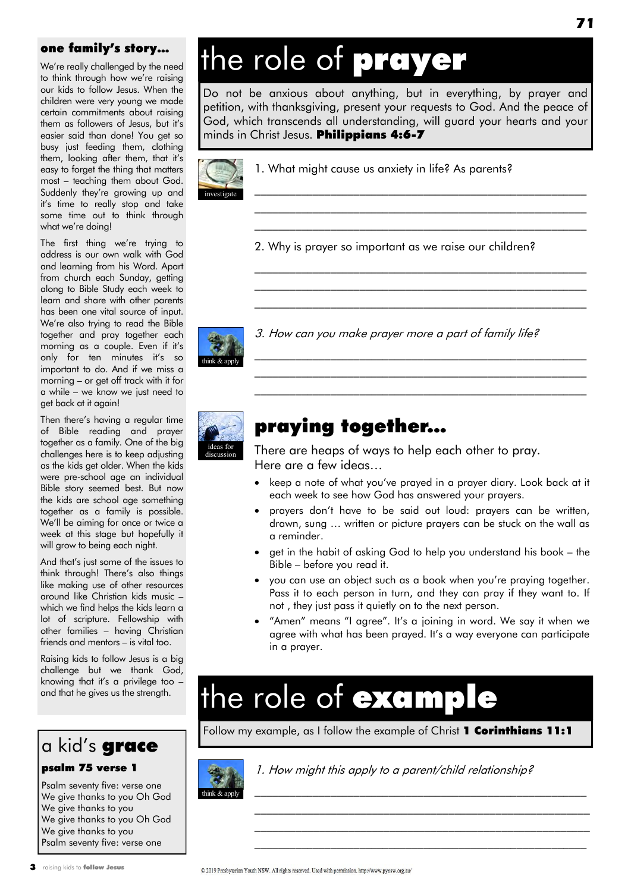## one family's story…

We're really challenged by the need to think through how we're raising our kids to follow Jesus. When the children were very young we made certain commitments about raising them as followers of Jesus, but it's easier said than done! You get so busy just feeding them, clothing them, looking after them, that it's easy to forget the thing that matters most – teaching them about God. Suddenly they're growing up and it's time to really stop and take some time out to think through what we're doing!

The first thing we're trying to address is our own walk with God and learning from his Word. Apart from church each Sunday, getting along to Bible Study each week to learn and share with other parents has been one vital source of input. We're also trying to read the Bible together and pray together each morning as a couple. Even if it's only for ten minutes it's so important to do. And if we miss a morning – or get off track with it for a while – we know we just need to get back at it again!

Then there's having a regular time of Bible reading and prayer together as a family. One of the big challenges here is to keep adjusting as the kids get older. When the kids were pre-school age an individual Bible story seemed best. But now the kids are school age something together as a family is possible. We'll be aiming for once or twice a week at this stage but hopefully it will grow to being each night.

And that's just some of the issues to think through! There's also things like making use of other resources around like Christian kids music – which we find helps the kids learn a lot of scripture. Fellowship with other families – having Christian friends and mentors – is vital too.

Raising kids to follow Jesus is a big challenge but we thank God, knowing that it's a privilege too – and that he gives us the strength.

## a kid's **grace**

**psalm 75 verse 1**

Psalm seventy five: verse one
We give thanks to you Oh God
We give thanks to you
We give thanks to you Oh God
We give thanks to you
Psalm seventy five: verse one

# the role of **prayer**

Do not be anxious about anything, but in everything, by prayer and petition, with thanksgiving, present your requests to God. And the peace of God, which transcends all understanding, will guard your hearts and your minds in Christ Jesus. **Philippians 4:6-7**

investigate

1. What might cause us anxiety in life? As parents?

______________________________________________

______________________________________________

______________________________________________

2. Why is prayer so important as we raise our children?

______________________________________________

______________________________________________

______________________________________________

think & apply

*3. How can you make prayer more a part of family life?*

______________________________________________

______________________________________________

______________________________________________

ideas for discussion

## praying together…

There are heaps of ways to help each other to pray.
Here are a few ideas…

- keep a note of what you've prayed in a prayer diary. Look back at it each week to see how God has answered your prayers.
- prayers don't have to be said out loud: prayers can be written, drawn, sung … written or picture prayers can be stuck on the wall as a reminder.
- get in the habit of asking God to help you understand his book – the Bible – before you read it.
- you can use an object such as a book when you're praying together. Pass it to each person in turn, and they can pray if they want to. If not , they just pass it quietly on to the next person.
- "Amen" means "I agree". It's a joining in word. We say it when we agree with what has been prayed. It's a way everyone can participate in a prayer.

# the role of **example**

Follow my example, as I follow the example of Christ **1 Corinthians 11:1**

think & apply

*1. How might this apply to a parent/child relationship?*

______________________________________________

______________________________________________

______________________________________________

______________________________________________

© 2019 Presbyterian Youth NSW. All rights reserved. Used with permission. http://www.pynsw.org.au/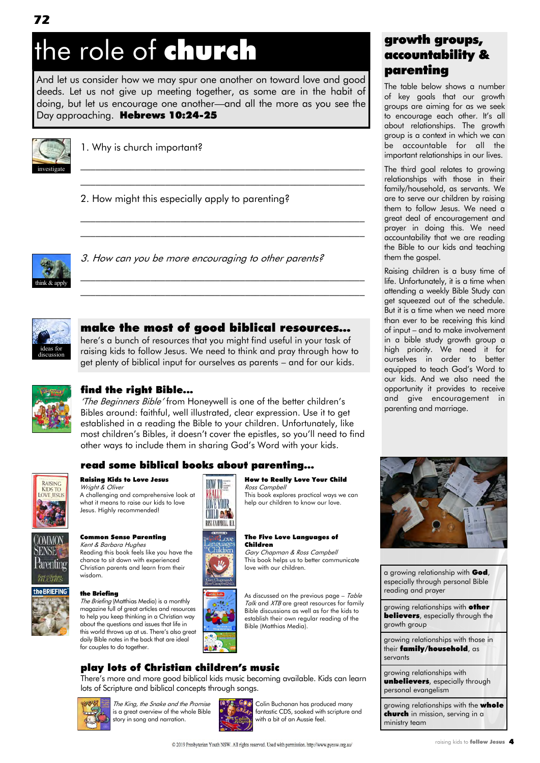# the role of **church**

And let us consider how we may spur one another on toward love and good deeds. Let us not give up meeting together, as some are in the habit of doing, but let us encourage one another—and all the more as you see the Day approaching. **Hebrews 10:24-25**

investigate

1. Why is church important?

______________________________________________

______________________________________________

2. How might this especially apply to parenting?

______________________________________________

______________________________________________

think & apply

*3. How can you be more encouraging to other parents?*

______________________________________________

______________________________________________

ideas for discussion

## make the most of good biblical resources...

here's a bunch of resources that you might find useful in your task of raising kids to follow Jesus. We need to think and pray through how to get plenty of biblical input for ourselves as parents – and for our kids.

### find the right Bible...

*'The Beginners Bible'* from Honeywell is one of the better children's Bibles around: faithful, well illustrated, clear expression. Use it to get established in a reading the Bible to your children. Unfortunately, like most children's Bibles, it doesn't cover the epistles, so you'll need to find other ways to include them in sharing God's Word with your kids.

### read some biblical books about parenting...

**Raising Kids to Love Jesus**
*Wright & Oliver*
A challenging and comprehensive look at what it means to raise our kids to love Jesus. Highly recommended!

**How to Really Love Your Child**
*Ross Campbell*
This book explores practical ways we can help our children to know our love.

**Common Sense Parenting**
*Kent & Barbara Hughes*
Reading this book feels like you have the chance to sit down with experienced Christian parents and learn from their wisdom.

**The Five Love Languages of Children**
*Gary Chapman & Ross Campbell*
This book helps us to better communicate love with our children.

**the Briefing**
*The Briefing* (Matthias Media) is a monthly magazine full of great articles and resources to help you keep thinking in a Christian way about the questions and issues that life in this world throws up at us. There's also great daily Bible notes in the back that are ideal for couples to do together.

As discussed on the previous page – *Table Talk* and *XTB* are great resources for family Bible discussions as well as for the kids to establish their own regular reading of the Bible (Matthias Media).

### play lots of Christian children's music

There's more and more good biblical kids music becoming available. Kids can learn lots of Scripture and biblical concepts through songs.

*The King, the Snake and the Promise* is a great overview of the whole Bible story in song and narration.

Colin Buchanan has produced many fantastic CDS, soaked with scripture and with a bit of an Aussie feel.

## growth groups, accountability & parenting

The table below shows a number of key goals that our growth groups are aiming for as we seek to encourage each other. It's all about relationships. The growth group is a context in which we can be accountable for all the important relationships in our lives.

The third goal relates to growing relationships with those in their family/household, as servants. We are to serve our children by raising them to follow Jesus. We need a great deal of encouragement and prayer in doing this. We need accountability that we are reading the Bible to our kids and teaching them the gospel.

Raising children is a busy time of life. Unfortunately, it is a time when attending a weekly Bible Study can get squeezed out of the schedule. But it is a time when we need more than ever to be receiving this kind of input – and to make involvement in a bible study growth group a high priority. We need it for ourselves in order to better equipped to teach God's Word to our kids. And we also need the opportunity it provides to receive and give encouragement in parenting and marriage.

| |
|---|
| a growing relationship with **God**, especially through personal Bible reading and prayer |
| growing relationships with **other believers**, especially through the growth group |
| growing relationships with those in their **family/household**, as servants |
| growing relationships with **unbelievers**, especially through personal evangelism |
| growing relationships with the **whole church** in mission, serving in a ministry team |

© 2019 Presbyterian Youth NSW. All rights reserved. Used with permission. http://www.pynsw.org.au/